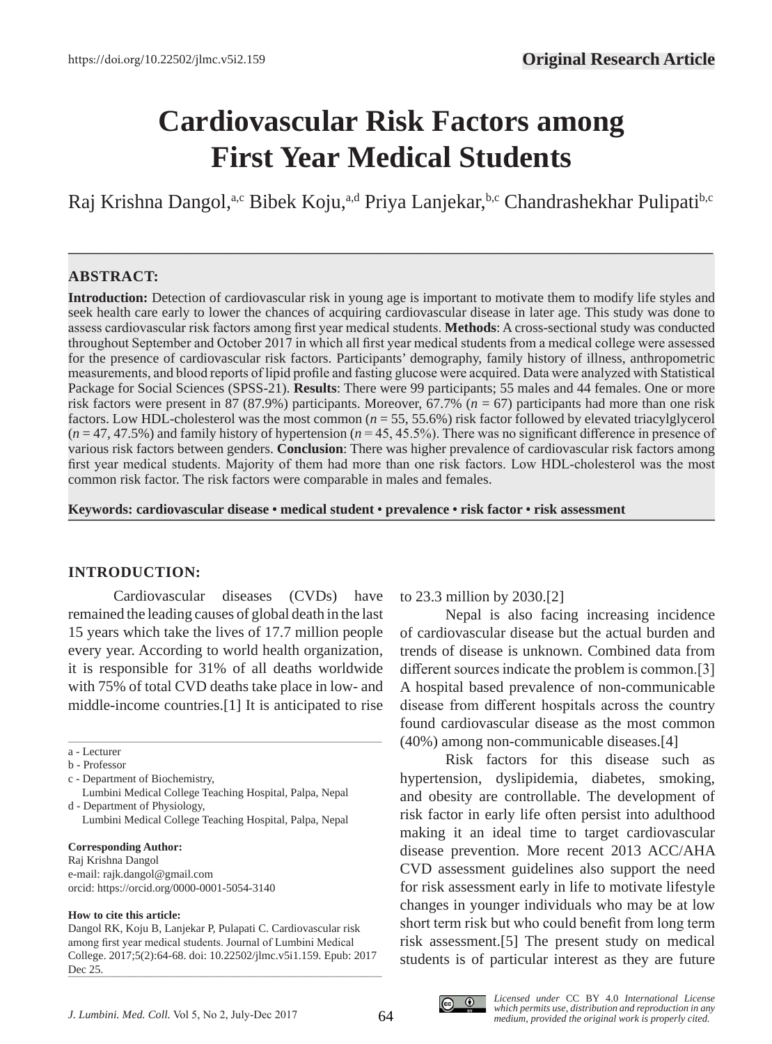Original Research Article

https://doi.org/10.22502/jlmc.v5i2.159

# Cardiovascular Risk Factors among First Year Medical Students

Raj Krishna Dangol,[a,c] Bibek Koju,[a,d] Priya Lanjekar,[b,c] Chandrashekhar Pulipati[b,c]

## ABSTRACT:

**Introduction:** Detection of cardiovascular risk in young age is important to motivate them to modify life styles and seek health care early to lower the chances of acquiring cardiovascular disease in later age. This study was done to assess cardiovascular risk factors among first year medical students. **Methods**: A cross-sectional study was conducted throughout September and October 2017 in which all first year medical students from a medical college were assessed for the presence of cardiovascular risk factors. Participants' demography, family history of illness, anthropometric measurements, and blood reports of lipid profile and fasting glucose were acquired. Data were analyzed with Statistical Package for Social Sciences (SPSS-21). **Results**: There were 99 participants; 55 males and 44 females. One or more risk factors were present in 87 (87.9%) participants. Moreover, 67.7% ($n$ = 67) participants had more than one risk factors. Low HDL-cholesterol was the most common ($n$ = 55, 55.6%) risk factor followed by elevated triacylglycerol ($n$ = 47, 47.5%) and family history of hypertension ($n$ = 45, 45.5%). There was no significant difference in presence of various risk factors between genders. **Conclusion**: There was higher prevalence of cardiovascular risk factors among first year medical students. Majority of them had more than one risk factors. Low HDL-cholesterol was the most common risk factor. The risk factors were comparable in males and females.

**Keywords: cardiovascular disease • medical student • prevalence • risk factor • risk assessment**

## INTRODUCTION:

Cardiovascular diseases (CVDs) have remained the leading causes of global death in the last 15 years which take the lives of 17.7 million people every year. According to world health organization, it is responsible for 31% of all deaths worldwide with 75% of total CVD deaths take place in low- and middle-income countries.[1] It is anticipated to rise to 23.3 million by 2030.[2]

Nepal is also facing increasing incidence of cardiovascular disease but the actual burden and trends of disease is unknown. Combined data from different sources indicate the problem is common.[3] A hospital based prevalence of non-communicable disease from different hospitals across the country found cardiovascular disease as the most common (40%) among non-communicable diseases.[4]

Risk factors for this disease such as hypertension, dyslipidemia, diabetes, smoking, and obesity are controllable. The development of risk factor in early life often persist into adulthood making it an ideal time to target cardiovascular disease prevention. More recent 2013 ACC/AHA CVD assessment guidelines also support the need for risk assessment early in life to motivate lifestyle changes in younger individuals who may be at low short term risk but who could benefit from long term risk assessment.[5] The present study on medical students is of particular interest as they are future

a - Lecturer
b - Professor
c - Department of Biochemistry, Lumbini Medical College Teaching Hospital, Palpa, Nepal
d - Department of Physiology, Lumbini Medical College Teaching Hospital, Palpa, Nepal

**Corresponding Author:**
Raj Krishna Dangol
e-mail: rajk.dangol@gmail.com
orcid: https://orcid.org/0000-0001-5054-3140

**How to cite this article:**
Dangol RK, Koju B, Lanjekar P, Pulipati C. Cardiovascular risk among first year medical students. Journal of Lumbini Medical College. 2017;5(2):64-68. doi: 10.22502/jlmc.v5i1.159. Epub: 2017 Dec 25.

*Licensed under* CC BY 4.0 *International License which permits use, distribution and reproduction in any medium, provided the original work is properly cited.*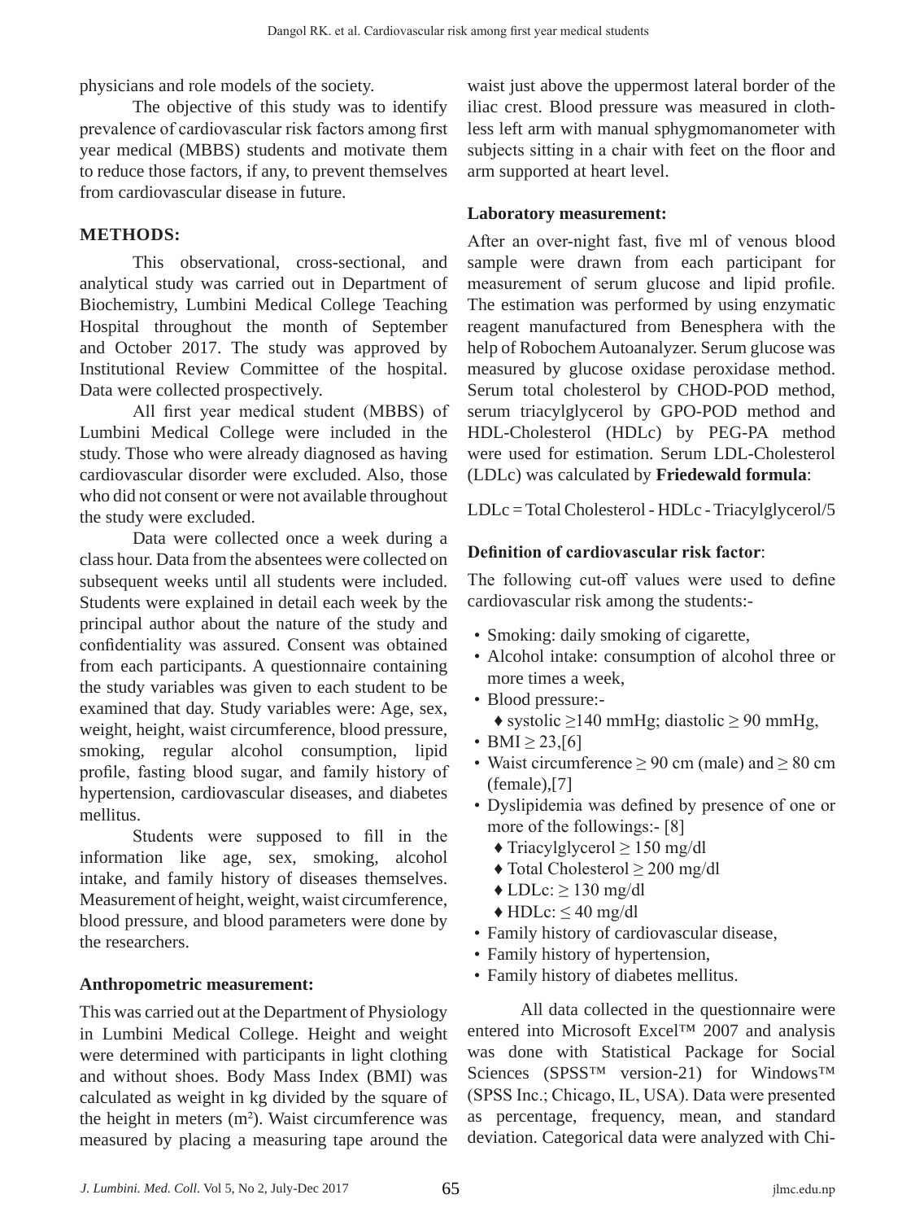physicians and role models of the society.

The objective of this study was to identify prevalence of cardiovascular risk factors among first year medical (MBBS) students and motivate them to reduce those factors, if any, to prevent themselves from cardiovascular disease in future.

## METHODS:

This observational, cross-sectional, and analytical study was carried out in Department of Biochemistry, Lumbini Medical College Teaching Hospital throughout the month of September and October 2017. The study was approved by Institutional Review Committee of the hospital. Data were collected prospectively.

All first year medical student (MBBS) of Lumbini Medical College were included in the study. Those who were already diagnosed as having cardiovascular disorder were excluded. Also, those who did not consent or were not available throughout the study were excluded.

Data were collected once a week during a class hour. Data from the absentees were collected on subsequent weeks until all students were included. Students were explained in detail each week by the principal author about the nature of the study and confidentiality was assured. Consent was obtained from each participants. A questionnaire containing the study variables was given to each student to be examined that day. Study variables were: Age, sex, weight, height, waist circumference, blood pressure, smoking, regular alcohol consumption, lipid profile, fasting blood sugar, and family history of hypertension, cardiovascular diseases, and diabetes mellitus.

Students were supposed to fill in the information like age, sex, smoking, alcohol intake, and family history of diseases themselves. Measurement of height, weight, waist circumference, blood pressure, and blood parameters were done by the researchers.

### Anthropometric measurement:

This was carried out at the Department of Physiology in Lumbini Medical College. Height and weight were determined with participants in light clothing and without shoes. Body Mass Index (BMI) was calculated as weight in kg divided by the square of the height in meters ($m^2$). Waist circumference was measured by placing a measuring tape around the waist just above the uppermost lateral border of the iliac crest. Blood pressure was measured in cloth-less left arm with manual sphygmomanometer with subjects sitting in a chair with feet on the floor and arm supported at heart level.

### Laboratory measurement:

After an over-night fast, five ml of venous blood sample were drawn from each participant for measurement of serum glucose and lipid profile. The estimation was performed by using enzymatic reagent manufactured from Benesphera with the help of Robochem Autoanalyzer. Serum glucose was measured by glucose oxidase peroxidase method. Serum total cholesterol by CHOD-POD method, serum triacylglycerol by GPO-POD method and HDL-Cholesterol (HDLc) by PEG-PA method were used for estimation. Serum LDL-Cholesterol (LDLc) was calculated by **Friedewald formula**:

LDLc = Total Cholesterol - HDLc - Triacylglycerol/5

### Definition of cardiovascular risk factor:

The following cut-off values were used to define cardiovascular risk among the students:-

- Smoking: daily smoking of cigarette,
- Alcohol intake: consumption of alcohol three or more times a week,
- Blood pressure:-
  - systolic $\geq$140 mmHg; diastolic $\geq$ 90 mmHg,
- BMI $\geq$ 23,[6]
- Waist circumference $\geq$ 90 cm (male) and $\geq$ 80 cm (female),[7]
- Dyslipidemia was defined by presence of one or more of the followings:- [8]
  - Triacylglycerol $\geq$ 150 mg/dl
  - Total Cholesterol $\geq$ 200 mg/dl
  - LDLc: $\geq$ 130 mg/dl
  - HDLc: $\leq$ 40 mg/dl
- Family history of cardiovascular disease,
- Family history of hypertension,
- Family history of diabetes mellitus.

All data collected in the questionnaire were entered into Microsoft Excel™ 2007 and analysis was done with Statistical Package for Social Sciences (SPSS™ version-21) for Windows™ (SPSS Inc.; Chicago, IL, USA). Data were presented as percentage, frequency, mean, and standard deviation. Categorical data were analyzed with Chi-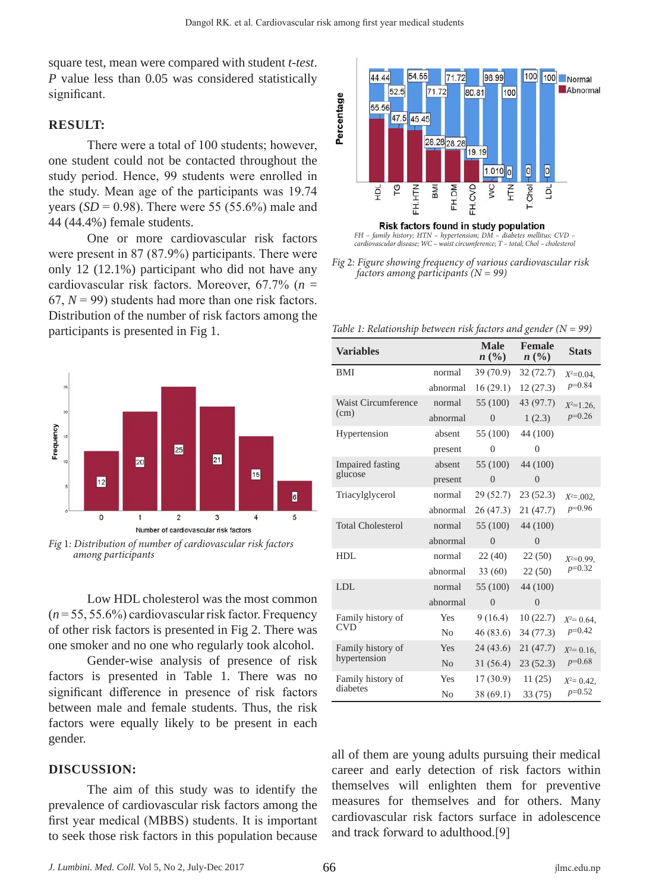square test, mean were compared with student *t-test*. *P* value less than 0.05 was considered statistically significant.

## RESULT:

There were a total of 100 students; however, one student could not be contacted throughout the study period. Hence, 99 students were enrolled in the study. Mean age of the participants was 19.74 years (*SD* = 0.98). There were 55 (55.6%) male and 44 (44.4%) female students.

One or more cardiovascular risk factors were present in 87 (87.9%) participants. There were only 12 (12.1%) participant who did not have any cardiovascular risk factors. Moreover, 67.7% (*n* = 67, *N* = 99) students had more than one risk factors. Distribution of the number of risk factors among the participants is presented in Fig 1.

*Fig 1: Distribution of number of cardiovascular risk factors among participants*

Low HDL cholesterol was the most common (*n* = 55, 55.6%) cardiovascular risk factor. Frequency of other risk factors is presented in Fig 2. There was one smoker and no one who regularly took alcohol.

Gender-wise analysis of presence of risk factors is presented in Table 1. There was no significant difference in presence of risk factors between male and female students. Thus, the risk factors were equally likely to be present in each gender.

FH – family history; HTN – hypertension; DM – diabetes mellitus; CVD – cardiovascular disease; WC – waist circumference; T – total; Chol – cholesterol

*Fig 2: Figure showing frequency of various cardiovascular risk factors among participants (N = 99)*

*Table 1: Relationship between risk factors and gender (N = 99)*

| Variables | | Male n (%) | Female n (%) | Stats |
|---|---|---|---|---|
| BMI | normal | 39 (70.9) | 32 (72.7) | $X^2$=0.04, p=0.84 |
| | abnormal | 16 (29.1) | 12 (27.3) | |
| Waist Circumference (cm) | normal | 55 (100) | 43 (97.7) | $X^2$=1.26, p=0.26 |
| | abnormal | 0 | 1 (2.3) | |
| Hypertension | absent | 55 (100) | 44 (100) | |
| | present | 0 | 0 | |
| Impaired fasting glucose | absent | 55 (100) | 44 (100) | |
| | present | 0 | 0 | |
| Triacylglycerol | normal | 29 (52.7) | 23 (52.3) | $X^2$=.002, p=0.96 |
| | abnormal | 26 (47.3) | 21 (47.7) | |
| Total Cholesterol | normal | 55 (100) | 44 (100) | |
| | abnormal | 0 | 0 | |
| HDL | normal | 22 (40) | 22 (50) | $X^2$=0.99, p=0.32 |
| | abnormal | 33 (60) | 22 (50) | |
| LDL | normal | 55 (100) | 44 (100) | |
| | abnormal | 0 | 0 | |
| Family history of CVD | Yes | 9 (16.4) | 10 (22.7) | $X^2$= 0.64, p=0.42 |
| | No | 46 (83.6) | 34 (77.3) | |
| Family history of hypertension | Yes | 24 (43.6) | 21 (47.7) | $X^2$= 0.16, p=0.68 |
| | No | 31 (56.4) | 23 (52.3) | |
| Family history of diabetes | Yes | 17 (30.9) | 11 (25) | $X^2$= 0.42, p=0.52 |
| | No | 38 (69.1) | 33 (75) | |

## DISCUSSION:

The aim of this study was to identify the prevalence of cardiovascular risk factors among the first year medical (MBBS) students. It is important to seek those risk factors in this population because all of them are young adults pursuing their medical career and early detection of risk factors within themselves will enlighten them for preventive measures for themselves and for others. Many cardiovascular risk factors surface in adolescence and track forward to adulthood.[9]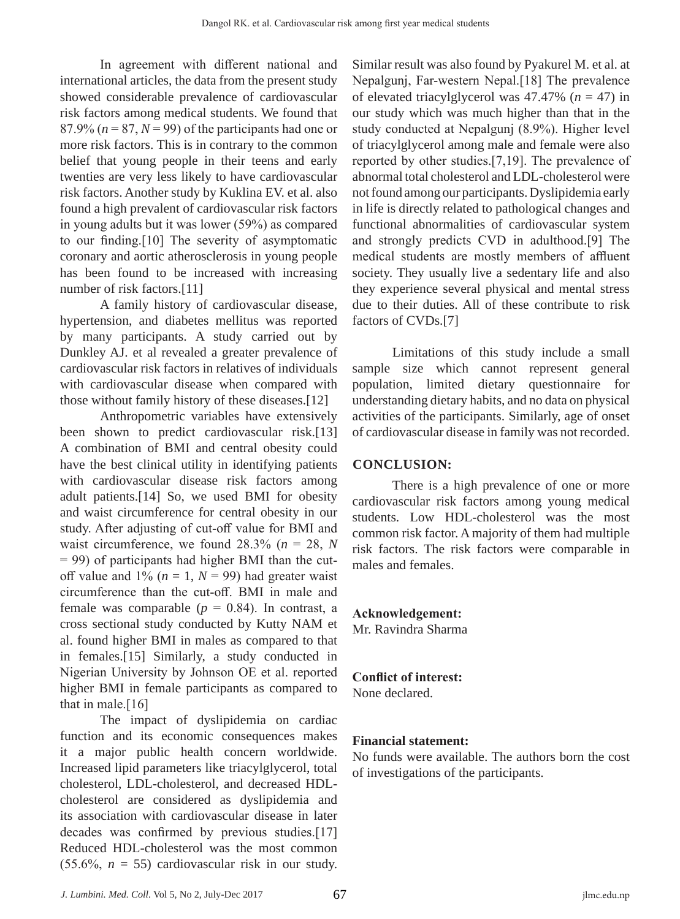In agreement with different national and international articles, the data from the present study showed considerable prevalence of cardiovascular risk factors among medical students. We found that 87.9% ($n$ = 87, $N$ = 99) of the participants had one or more risk factors. This is in contrary to the common belief that young people in their teens and early twenties are very less likely to have cardiovascular risk factors. Another study by Kuklina EV. et al. also found a high prevalent of cardiovascular risk factors in young adults but it was lower (59%) as compared to our finding.[10] The severity of asymptomatic coronary and aortic atherosclerosis in young people has been found to be increased with increasing number of risk factors.[11]

A family history of cardiovascular disease, hypertension, and diabetes mellitus was reported by many participants. A study carried out by Dunkley AJ. et al revealed a greater prevalence of cardiovascular risk factors in relatives of individuals with cardiovascular disease when compared with those without family history of these diseases.[12]

Anthropometric variables have extensively been shown to predict cardiovascular risk.[13] A combination of BMI and central obesity could have the best clinical utility in identifying patients with cardiovascular disease risk factors among adult patients.[14] So, we used BMI for obesity and waist circumference for central obesity in our study. After adjusting of cut-off value for BMI and waist circumference, we found 28.3% ($n$ = 28, $N$ = 99) of participants had higher BMI than the cut-off value and 1% ($n$ = 1, $N$ = 99) had greater waist circumference than the cut-off. BMI in male and female was comparable ($p$ = 0.84). In contrast, a cross sectional study conducted by Kutty NAM et al. found higher BMI in males as compared to that in females.[15] Similarly, a study conducted in Nigerian University by Johnson OE et al. reported higher BMI in female participants as compared to that in male.[16]

The impact of dyslipidemia on cardiac function and its economic consequences makes it a major public health concern worldwide. Increased lipid parameters like triacylglycerol, total cholesterol, LDL-cholesterol, and decreased HDL-cholesterol are considered as dyslipidemia and its association with cardiovascular disease in later decades was confirmed by previous studies.[17] Reduced HDL-cholesterol was the most common (55.6%, $n$ = 55) cardiovascular risk in our study. Similar result was also found by Pyakurel M. et al. at Nepalgunj, Far-western Nepal.[18] The prevalence of elevated triacylglycerol was 47.47% ($n$ = 47) in our study which was much higher than that in the study conducted at Nepalgunj (8.9%). Higher level of triacylglycerol among male and female were also reported by other studies.[7,19]. The prevalence of abnormal total cholesterol and LDL-cholesterol were not found among our participants. Dyslipidemia early in life is directly related to pathological changes and functional abnormalities of cardiovascular system and strongly predicts CVD in adulthood.[9] The medical students are mostly members of affluent society. They usually live a sedentary life and also they experience several physical and mental stress due to their duties. All of these contribute to risk factors of CVDs.[7]

Limitations of this study include a small sample size which cannot represent general population, limited dietary questionnaire for understanding dietary habits, and no data on physical activities of the participants. Similarly, age of onset of cardiovascular disease in family was not recorded.

## CONCLUSION:

There is a high prevalence of one or more cardiovascular risk factors among young medical students. Low HDL-cholesterol was the most common risk factor. A majority of them had multiple risk factors. The risk factors were comparable in males and females.

**Acknowledgement:**
Mr. Ravindra Sharma

**Conflict of interest:**
None declared.

**Financial statement:**
No funds were available. The authors born the cost of investigations of the participants.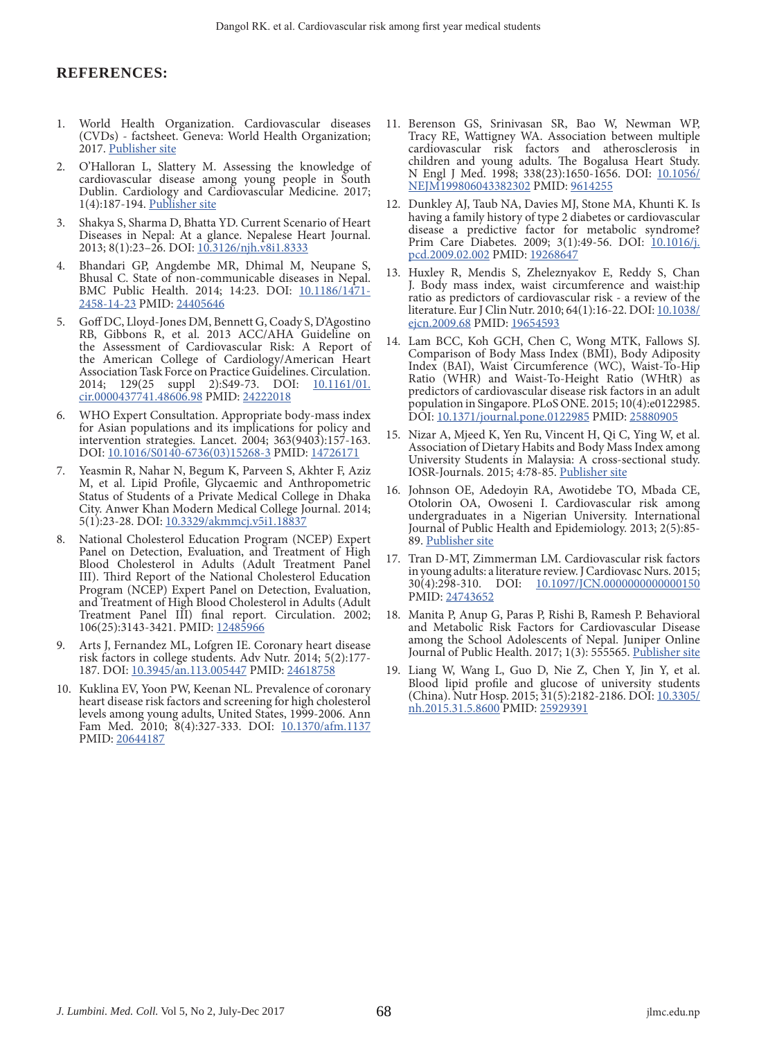## REFERENCES:

1. World Health Organization. Cardiovascular diseases (CVDs) - factsheet. Geneva: World Health Organization; 2017. Publisher site
2. O'Halloran L, Slattery M. Assessing the knowledge of cardiovascular disease among young people in South Dublin. Cardiology and Cardiovascular Medicine. 2017; 1(4):187-194. Publisher site
3. Shakya S, Sharma D, Bhatta YD. Current Scenario of Heart Diseases in Nepal: At a glance. Nepalese Heart Journal. 2013; 8(1):23–26. DOI: 10.3126/njh.v8i1.8333
4. Bhandari GP, Angdembe MR, Dhimal M, Neupane S, Bhusal C. State of non-communicable diseases in Nepal. BMC Public Health. 2014; 14:23. DOI: 10.1186/1471-2458-14-23 PMID: 24405646
5. Goff DC, Lloyd-Jones DM, Bennett G, Coady S, D'Agostino RB, Gibbons R, et al. 2013 ACC/AHA Guideline on the Assessment of Cardiovascular Risk: A Report of the American College of Cardiology/American Heart Association Task Force on Practice Guidelines. Circulation. 2014; 129(25 suppl 2):S49-73. DOI: 10.1161/01.cir.0000437741.48606.98 PMID: 24222018
6. WHO Expert Consultation. Appropriate body-mass index for Asian populations and its implications for policy and intervention strategies. Lancet. 2004; 363(9403):157-163. DOI: 10.1016/S0140-6736(03)15268-3 PMID: 14726171
7. Yeasmin R, Nahar N, Begum K, Parveen S, Akhter F, Aziz M, et al. Lipid Profile, Glycaemic and Anthropometric Status of Students of a Private Medical College in Dhaka City. Anwer Khan Modern Medical College Journal. 2014; 5(1):23-28. DOI: 10.3329/akmmcj.v5i1.18837
8. National Cholesterol Education Program (NCEP) Expert Panel on Detection, Evaluation, and Treatment of High Blood Cholesterol in Adults (Adult Treatment Panel III). Third Report of the National Cholesterol Education Program (NCEP) Expert Panel on Detection, Evaluation, and Treatment of High Blood Cholesterol in Adults (Adult Treatment Panel III) final report. Circulation. 2002; 106(25):3143-3421. PMID: 12485966
9. Arts J, Fernandez ML, Lofgren IE. Coronary heart disease risk factors in college students. Adv Nutr. 2014; 5(2):177-187. DOI: 10.3945/an.113.005447 PMID: 24618758
10. Kuklina EV, Yoon PW, Keenan NL. Prevalence of coronary heart disease risk factors and screening for high cholesterol levels among young adults, United States, 1999-2006. Ann Fam Med. 2010; 8(4):327-333. DOI: 10.1370/afm.1137 PMID: 20644187
11. Berenson GS, Srinivasan SR, Bao W, Newman WP, Tracy RE, Wattigney WA. Association between multiple cardiovascular risk factors and atherosclerosis in children and young adults. The Bogalusa Heart Study. N Engl J Med. 1998; 338(23):1650-1656. DOI: 10.1056/NEJM199806043382302 PMID: 9614255
12. Dunkley AJ, Taub NA, Davies MJ, Stone MA, Khunti K. Is having a family history of type 2 diabetes or cardiovascular disease a predictive factor for metabolic syndrome? Prim Care Diabetes. 2009; 3(1):49-56. DOI: 10.1016/j.pcd.2009.02.002 PMID: 19268647
13. Huxley R, Mendis S, Zheleznyakov E, Reddy S, Chan J. Body mass index, waist circumference and waist:hip ratio as predictors of cardiovascular risk - a review of the literature. Eur J Clin Nutr. 2010; 64(1):16-22. DOI: 10.1038/ejcn.2009.68 PMID: 19654593
14. Lam BCC, Koh GCH, Chen C, Wong MTK, Fallows SJ. Comparison of Body Mass Index (BMI), Body Adiposity Index (BAI), Waist Circumference (WC), Waist-To-Hip Ratio (WHR) and Waist-To-Height Ratio (WHtR) as predictors of cardiovascular disease risk factors in an adult population in Singapore. PLoS ONE. 2015; 10(4):e0122985. DOI: 10.1371/journal.pone.0122985 PMID: 25880905
15. Nizar A, Mjeed K, Yen Ru, Vincent H, Qi C, Ying W, et al. Association of Dietary Habits and Body Mass Index among University Students in Malaysia: A cross-sectional study. IOSR-Journals. 2015; 4:78-85. Publisher site
16. Johnson OE, Adedoyin RA, Awotidebe TO, Mbada CE, Otolorin OA, Owoseni I. Cardiovascular risk among undergraduates in a Nigerian University. International Journal of Public Health and Epidemiology. 2013; 2(5):85-89. Publisher site
17. Tran D-MT, Zimmerman LM. Cardiovascular risk factors in young adults: a literature review. J Cardiovasc Nurs. 2015; 30(4):298-310. DOI: 10.1097/JCN.0000000000000150 PMID: 24743652
18. Manita P, Anup G, Paras P, Rishi B, Ramesh P. Behavioral and Metabolic Risk Factors for Cardiovascular Disease among the School Adolescents of Nepal. Juniper Online Journal of Public Health. 2017; 1(3): 555565. Publisher site
19. Liang W, Wang L, Guo D, Nie Z, Chen Y, Jin Y, et al. Blood lipid profile and glucose of university students (China). Nutr Hosp. 2015; 31(5):2182-2186. DOI: 10.3305/nh.2015.31.5.8600 PMID: 25929391